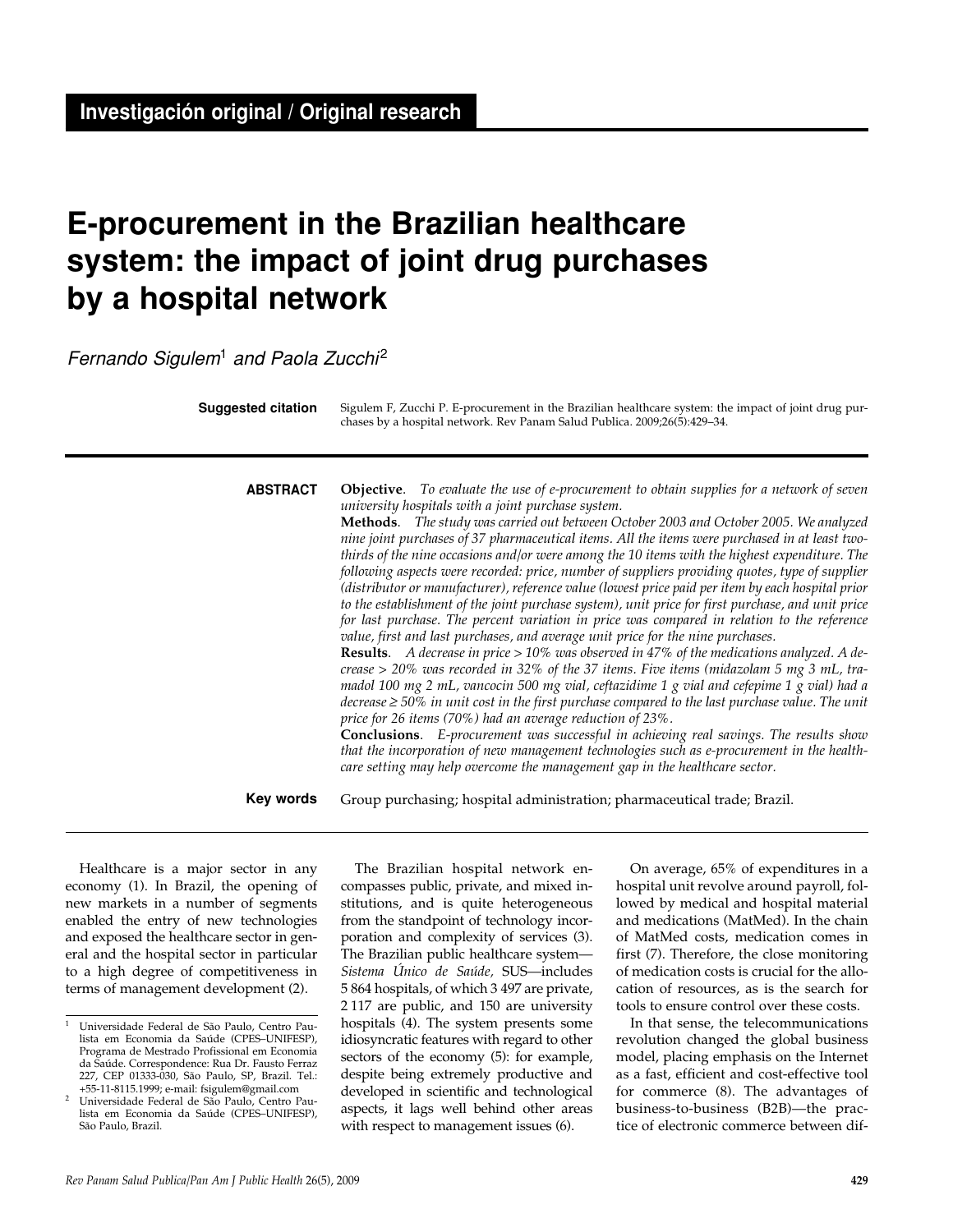**Investigación original / Original research**

# E-procurement in the Brazilian healthcare system: the impact of joint drug purchases by a hospital network

*Fernando Sigulem*[1] *and Paola Zucchi*[2]

**Suggested citation** Sigulem F, Zucchi P. E-procurement in the Brazilian healthcare system: the impact of joint drug purchases by a hospital network. Rev Panam Salud Publica. 2009;26(5):429–34.

**ABSTRACT**

**Objective**. *To evaluate the use of e-procurement to obtain supplies for a network of seven university hospitals with a joint purchase system.*

**Methods**. *The study was carried out between October 2003 and October 2005. We analyzed nine joint purchases of 37 pharmaceutical items. All the items were purchased in at least two-thirds of the nine occasions and/or were among the 10 items with the highest expenditure. The following aspects were recorded: price, number of suppliers providing quotes, type of supplier (distributor or manufacturer), reference value (lowest price paid per item by each hospital prior to the establishment of the joint purchase system), unit price for first purchase, and unit price for last purchase. The percent variation in price was compared in relation to the reference value, first and last purchases, and average unit price for the nine purchases.*

**Results**. *A decrease in price > 10% was observed in 47% of the medications analyzed. A decrease > 20% was recorded in 32% of the 37 items. Five items (midazolam 5 mg 3 mL, tramadol 100 mg 2 mL, vancocin 500 mg vial, ceftazidime 1 g vial and cefepime 1 g vial) had a decrease ≥ 50% in unit cost in the first purchase compared to the last purchase value. The unit price for 26 items (70%) had an average reduction of 23%.*

**Conclusions**. *E-procurement was successful in achieving real savings. The results show that the incorporation of new management technologies such as e-procurement in the healthcare setting may help overcome the management gap in the healthcare sector.*

**Key words** Group purchasing; hospital administration; pharmaceutical trade; Brazil.

---

Healthcare is a major sector in any economy (1). In Brazil, the opening of new markets in a number of segments enabled the entry of new technologies and exposed the healthcare sector in general and the hospital sector in particular to a high degree of competitiveness in terms of management development (2).

The Brazilian hospital network encompasses public, private, and mixed institutions, and is quite heterogeneous from the standpoint of technology incorporation and complexity of services (3). The Brazilian public healthcare system—*Sistema Único de Saúde,* SUS—includes 5 864 hospitals, of which 3 497 are private, 2 117 are public, and 150 are university hospitals (4). The system presents some idiosyncratic features with regard to other sectors of the economy (5): for example, despite being extremely productive and developed in scientific and technological aspects, it lags well behind other areas with respect to management issues (6).

On average, 65% of expenditures in a hospital unit revolve around payroll, followed by medical and hospital material and medications (MatMed). In the chain of MatMed costs, medication comes in first (7). Therefore, the close monitoring of medication costs is crucial for the allocation of resources, as is the search for tools to ensure control over these costs.

In that sense, the telecommunications revolution changed the global business model, placing emphasis on the Internet as a fast, efficient and cost-effective tool for commerce (8). The advantages of business-to-business (B2B)—the practice of electronic commerce between dif-

---

[1] Universidade Federal de São Paulo, Centro Paulista em Economia da Saúde (CPES–UNIFESP), Programa de Mestrado Profissional em Economia da Saúde. Correspondence: Rua Dr. Fausto Ferraz 227, CEP 01333-030, São Paulo, SP, Brazil. Tel.: +55-11-8115.1999; e-mail: fsigulem@gmail.com

[2] Universidade Federal de São Paulo, Centro Paulista em Economia da Saúde (CPES–UNIFESP), São Paulo, Brazil.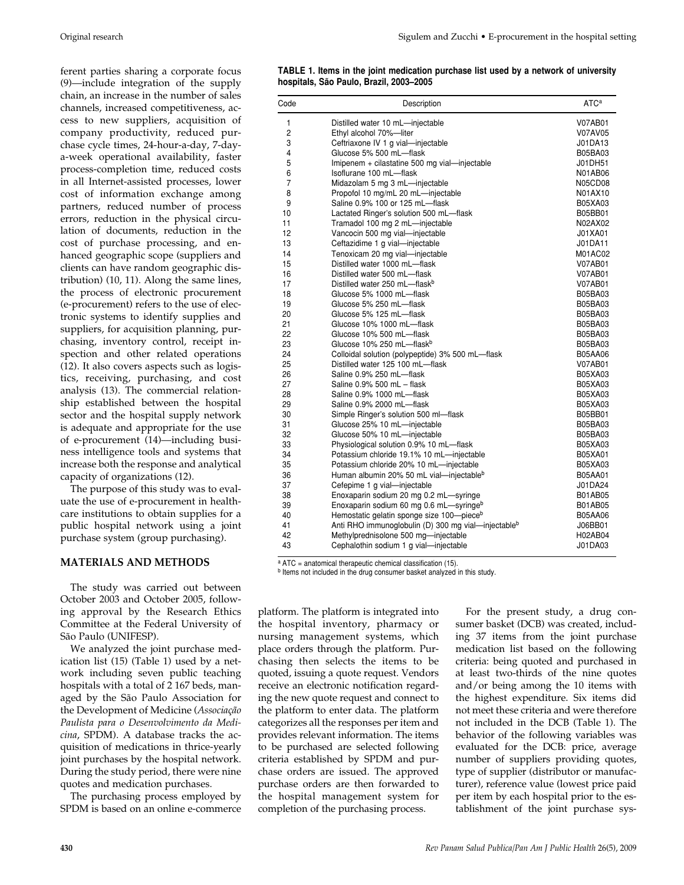ferent parties sharing a corporate focus (9)—include integration of the supply chain, an increase in the number of sales channels, increased competitiveness, access to new suppliers, acquisition of company productivity, reduced purchase cycle times, 24-hour-a-day, 7-day-a-week operational availability, faster process-completion time, reduced costs in all Internet-assisted processes, lower cost of information exchange among partners, reduced number of process errors, reduction in the physical circulation of documents, reduction in the cost of purchase processing, and enhanced geographic scope (suppliers and clients can have random geographic distribution) (10, 11). Along the same lines, the process of electronic procurement (e-procurement) refers to the use of electronic systems to identify supplies and suppliers, for acquisition planning, purchasing, inventory control, receipt inspection and other related operations (12). It also covers aspects such as logistics, receiving, purchasing, and cost analysis (13). The commercial relationship established between the hospital sector and the hospital supply network is adequate and appropriate for the use of e-procurement (14)—including business intelligence tools and systems that increase both the response and analytical capacity of organizations (12).

The purpose of this study was to evaluate the use of e-procurement in healthcare institutions to obtain supplies for a public hospital network using a joint purchase system (group purchasing).

## MATERIALS AND METHODS

The study was carried out between October 2003 and October 2005, following approval by the Research Ethics Committee at the Federal University of São Paulo (UNIFESP).

We analyzed the joint purchase medication list (15) (Table 1) used by a network including seven public teaching hospitals with a total of 2 167 beds, managed by the São Paulo Association for the Development of Medicine (*Associação Paulista para o Desenvolvimento da Medicina*, SPDM). A database tracks the acquisition of medications in thrice-yearly joint purchases by the hospital network. During the study period, there were nine quotes and medication purchases.

The purchasing process employed by SPDM is based on an online e-commerce platform. The platform is integrated into the hospital inventory, pharmacy or nursing management systems, which place orders through the platform. Purchasing then selects the items to be quoted, issuing a quote request. Vendors receive an electronic notification regarding the new quote request and connect to the platform to enter data. The platform categorizes all the responses per item and provides relevant information. The items to be purchased are selected following criteria established by SPDM and purchase orders are issued. The approved purchase orders are then forwarded to the hospital management system for completion of the purchasing process.

For the present study, a drug consumer basket (DCB) was created, including 37 items from the joint purchase medication list based on the following criteria: being quoted and purchased in at least two-thirds of the nine quotes and/or being among the 10 items with the highest expenditure. Six items did not meet these criteria and were therefore not included in the DCB (Table 1). The behavior of the following variables was evaluated for the DCB: price, average number of suppliers providing quotes, type of supplier (distributor or manufacturer), reference value (lowest price paid per item by each hospital prior to the establishment of the joint purchase sys-

**TABLE 1. Items in the joint medication purchase list used by a network of university hospitals, São Paulo, Brazil, 2003–2005**

| Code | Description | ATC[a] |
|---|---|---|
| 1 | Distilled water 10 mL—injectable | V07AB01 |
| 2 | Ethyl alcohol 70%—liter | V07AV05 |
| 3 | Ceftriaxone IV 1 g vial—injectable | J01DA13 |
| 4 | Glucose 5% 500 mL—flask | B05BA03 |
| 5 | Imipenem + cilastatine 500 mg vial—injectable | J01DH51 |
| 6 | Isoflurane 100 mL—flask | N01AB06 |
| 7 | Midazolam 5 mg 3 mL—injectable | N05CD08 |
| 8 | Propofol 10 mg/mL 20 mL—injectable | N01AX10 |
| 9 | Saline 0.9% 100 or 125 mL—flask | B05XA03 |
| 10 | Lactated Ringer's solution 500 mL—flask | B05BB01 |
| 11 | Tramadol 100 mg 2 mL—injectable | N02AX02 |
| 12 | Vancocin 500 mg vial—injectable | J01XA01 |
| 13 | Ceftazidime 1 g vial—injectable | J01DA11 |
| 14 | Tenoxicam 20 mg vial—injectable | M01AC02 |
| 15 | Distilled water 1000 mL—flask | V07AB01 |
| 16 | Distilled water 500 mL—flask | V07AB01 |
| 17 | Distilled water 250 mL—flask[b] | V07AB01 |
| 18 | Glucose 5% 1000 mL—flask | B05BA03 |
| 19 | Glucose 5% 250 mL—flask | B05BA03 |
| 20 | Glucose 5% 125 mL—flask | B05BA03 |
| 21 | Glucose 10% 1000 mL—flask | B05BA03 |
| 22 | Glucose 10% 500 mL—flask | B05BA03 |
| 23 | Glucose 10% 250 mL—flask[b] | B05BA03 |
| 24 | Colloidal solution (polypeptide) 3% 500 mL—flask | B05AA06 |
| 25 | Distilled water 125 100 mL—flask | V07AB01 |
| 26 | Saline 0.9% 250 mL—flask | B05XA03 |
| 27 | Saline 0.9% 500 mL – flask | B05XA03 |
| 28 | Saline 0.9% 1000 mL—flask | B05XA03 |
| 29 | Saline 0.9% 2000 ml—flask | B05XA03 |
| 30 | Simple Ringer's solution 500 ml—flask | B05BB01 |
| 31 | Glucose 25% 10 mL—injectable | B05BA03 |
| 32 | Glucose 50% 10 mL—injectable | B05BA03 |
| 33 | Physiological solution 0.9% 10 mL—flask | B05XA03 |
| 34 | Potassium chloride 19.1% 10 mL—injectable | B05XA01 |
| 35 | Potassium chloride 20% 10 mL—injectable | B05XA03 |
| 36 | Human albumin 20% 50 mL vial—injectable[b] | B05AA01 |
| 37 | Cefepime 1 g vial—injectable | J01DA24 |
| 38 | Enoxaparin sodium 20 mg 0.2 mL—syringe | B01AB05 |
| 39 | Enoxaparin sodium 60 mg 0.6 mL—syringe[b] | B01AB05 |
| 40 | Hemostatic gelatin sponge size 100—piece[b] | B05AA06 |
| 41 | Anti RHO immunoglobulin (D) 300 mg vial—injectable[b] | J06BB01 |
| 42 | Methylprednisolone 500 mg—injectable | H02AB04 |
| 43 | Cephalothin sodium 1 g vial—injectable | J01DA03 |

[a] ATC = anatomical therapeutic chemical classification (15).
[b] Items not included in the drug consumer basket analyzed in this study.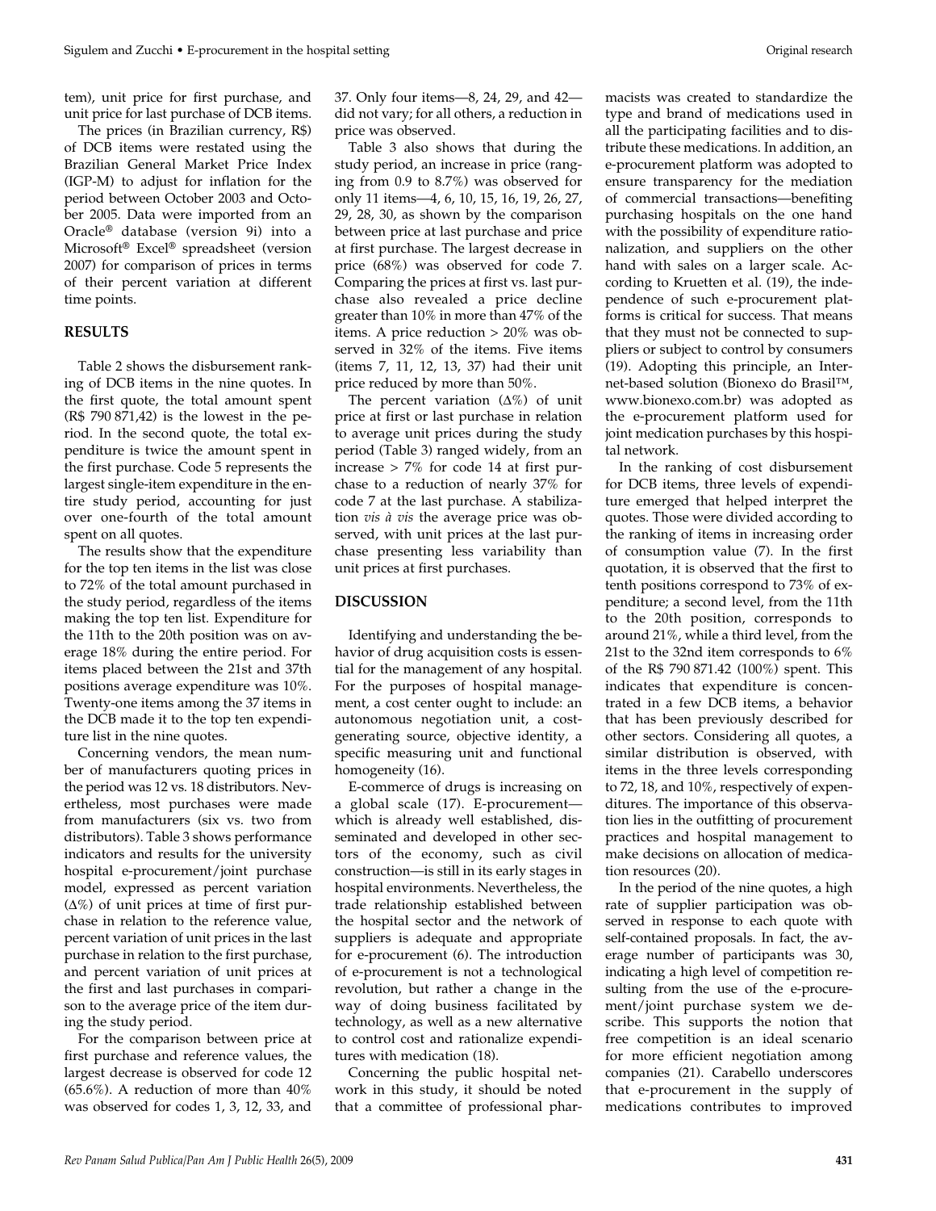tem), unit price for first purchase, and unit price for last purchase of DCB items.

The prices (in Brazilian currency, R$) of DCB items were restated using the Brazilian General Market Price Index (IGP-M) to adjust for inflation for the period between October 2003 and October 2005. Data were imported from an Oracle® database (version 9i) into a Microsoft® Excel® spreadsheet (version 2007) for comparison of prices in terms of their percent variation at different time points.

## RESULTS

Table 2 shows the disbursement ranking of DCB items in the nine quotes. In the first quote, the total amount spent (R$ 790 871,42) is the lowest in the period. In the second quote, the total expenditure is twice the amount spent in the first purchase. Code 5 represents the largest single-item expenditure in the entire study period, accounting for just over one-fourth of the total amount spent on all quotes.

The results show that the expenditure for the top ten items in the list was close to 72% of the total amount purchased in the study period, regardless of the items making the top ten list. Expenditure for the 11th to the 20th position was on average 18% during the entire period. For items placed between the 21st and 37th positions average expenditure was 10%. Twenty-one items among the 37 items in the DCB made it to the top ten expenditure list in the nine quotes.

Concerning vendors, the mean number of manufacturers quoting prices in the period was 12 vs. 18 distributors. Nevertheless, most purchases were made from manufacturers (six vs. two from distributors). Table 3 shows performance indicators and results for the university hospital e-procurement/joint purchase model, expressed as percent variation ($\Delta\%$) of unit prices at time of first purchase in relation to the reference value, percent variation of unit prices in the last purchase in relation to the first purchase, and percent variation of unit prices at the first and last purchases in comparison to the average price of the item during the study period.

For the comparison between price at first purchase and reference values, the largest decrease is observed for code 12 (65.6%). A reduction of more than 40% was observed for codes 1, 3, 12, 33, and 37. Only four items—8, 24, 29, and 42—did not vary; for all others, a reduction in price was observed.

Table 3 also shows that during the study period, an increase in price (ranging from 0.9 to 8.7%) was observed for only 11 items—4, 6, 10, 15, 16, 19, 26, 27, 29, 28, 30, as shown by the comparison between price at last purchase and price at first purchase. The largest decrease in price (68%) was observed for code 7. Comparing the prices at first vs. last purchase also revealed a price decline greater than 10% in more than 47% of the items. A price reduction > 20% was observed in 32% of the items. Five items (items 7, 11, 12, 13, 37) had their unit price reduced by more than 50%.

The percent variation ($\Delta\%$) of unit price at first or last purchase in relation to average unit prices during the study period (Table 3) ranged widely, from an increase > 7% for code 14 at first purchase to a reduction of nearly 37% for code 7 at the last purchase. A stabilization *vis à vis* the average price was observed, with unit prices at the last purchase presenting less variability than unit prices at first purchases.

## DISCUSSION

Identifying and understanding the behavior of drug acquisition costs is essential for the management of any hospital. For the purposes of hospital management, a cost center ought to include: an autonomous negotiation unit, a cost-generating source, objective identity, a specific measuring unit and functional homogeneity (16).

E-commerce of drugs is increasing on a global scale (17). E-procurement—which is already well established, disseminated and developed in other sectors of the economy, such as civil construction—is still in its early stages in hospital environments. Nevertheless, the trade relationship established between the hospital sector and the network of suppliers is adequate and appropriate for e-procurement (6). The introduction of e-procurement is not a technological revolution, but rather a change in the way of doing business facilitated by technology, as well as a new alternative to control cost and rationalize expenditures with medication (18).

Concerning the public hospital network in this study, it should be noted that a committee of professional pharmacists was created to standardize the type and brand of medications used in all the participating facilities and to distribute these medications. In addition, an e-procurement platform was adopted to ensure transparency for the mediation of commercial transactions—benefiting purchasing hospitals on the one hand with the possibility of expenditure rationalization, and suppliers on the other hand with sales on a larger scale. According to Kruetten et al. (19), the independence of such e-procurement platforms is critical for success. That means that they must not be connected to suppliers or subject to control by consumers (19). Adopting this principle, an Internet-based solution (Bionexo do Brasil™, www.bionexo.com.br) was adopted as the e-procurement platform used for joint medication purchases by this hospital network.

In the ranking of cost disbursement for DCB items, three levels of expenditure emerged that helped interpret the quotes. Those were divided according to the ranking of items in increasing order of consumption value (7). In the first quotation, it is observed that the first to tenth positions correspond to 73% of expenditure; a second level, from the 11th to the 20th position, corresponds to around 21%, while a third level, from the 21st to the 32nd item corresponds to 6% of the R$ 790 871.42 (100%) spent. This indicates that expenditure is concentrated in a few DCB items, a behavior that has been previously described for other sectors. Considering all quotes, a similar distribution is observed, with items in the three levels corresponding to 72, 18, and 10%, respectively of expenditures. The importance of this observation lies in the outfitting of procurement practices and hospital management to make decisions on allocation of medication resources (20).

In the period of the nine quotes, a high rate of supplier participation was observed in response to each quote with self-contained proposals. In fact, the average number of participants was 30, indicating a high level of competition resulting from the use of the e-procurement/joint purchase system we describe. This supports the notion that free competition is an ideal scenario for more efficient negotiation among companies (21). Carabello underscores that e-procurement in the supply of medications contributes to improved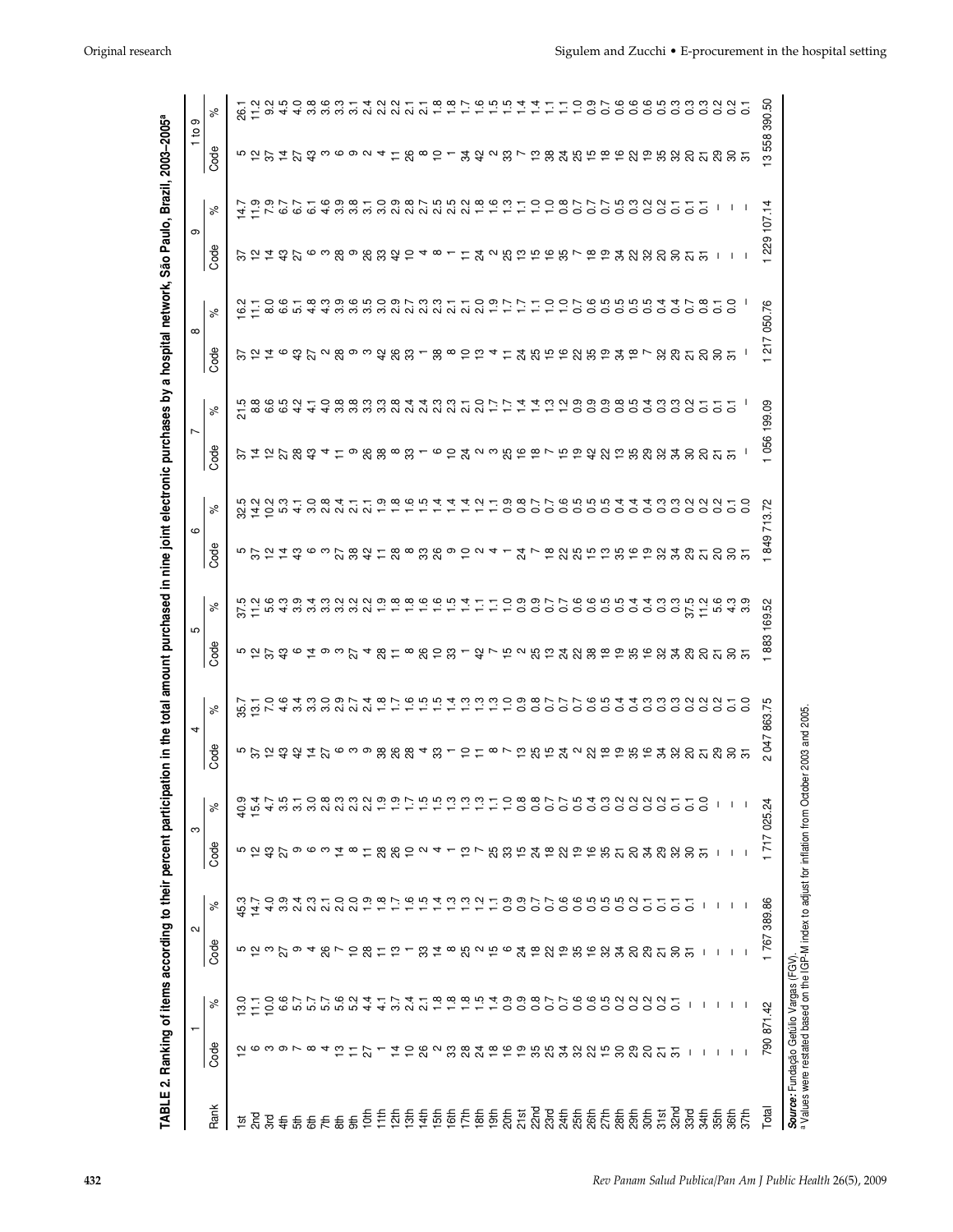**TABLE 2. Ranking of items according to their percent participation in the total amount purchased in nine joint electronic purchases by a hospital network, São Paulo, Brazil, 2003–2005[a]**

| Rank | 1 | | 2 | | 3 | | 4 | | 5 | | 6 | | 7 | | 8 | | 9 | | 1 to 9 | |
|---|---|---|---|---|---|---|---|---|---|---|---|---|---|---|---|---|---|---|---|---|
| | Code | % | Code | % | Code | % | Code | % | Code | % | Code | % | Code | % | Code | % | Code | % | Code | % |
| 1st | 12 | 13.0 | 5 | 45.3 | 5 | 40.9 | 5 | 35.7 | 5 | 37.5 | 5 | 32.5 | 37 | 21.5 | 37 | 16.2 | 37 | 14.7 | 5 | 26.1 |
| 2nd | 6 | 11.1 | 12 | 14.7 | 12 | 15.4 | 37 | 13.1 | 12 | 11.2 | 37 | 14.2 | 14 | 8.8 | 12 | 11.1 | 12 | 11.9 | 12 | 11.2 |
| 3rd | 3 | 10.0 | 3 | 4.0 | 43 | 4.7 | 12 | 7.0 | 37 | 5.6 | 12 | 10.2 | 12 | 6.6 | 14 | 8.0 | 14 | 7.9 | 37 | 9.2 |
| 4th | 9 | 6.6 | 27 | 3.9 | 27 | 3.5 | 43 | 4.6 | 43 | 4.3 | 14 | 5.3 | 27 | 6.5 | 6 | 6.6 | 43 | 6.7 | 14 | 4.5 |
| 5th | 7 | 5.7 | 9 | 2.4 | 9 | 3.1 | 14 | 3.4 | 6 | 3.9 | 43 | 4.1 | 28 | 4.2 | 43 | 5.1 | 27 | 6.7 | 27 | 4.0 |
| 6th | 8 | 5.7 | 4 | 2.3 | 6 | 3.0 | 27 | 3.3 | 14 | 3.4 | 6 | 3.0 | 43 | 4.1 | 27 | 4.8 | 6 | 6.1 | 43 | 3.8 |
| 7th | 4 | 5.7 | 26 | 2.1 | 3 | 2.8 | 6 | 3.0 | 9 | 3.3 | 3 | 2.8 | 4 | 4.0 | 2 | 4.3 | 3 | 4.6 | 3 | 3.6 |
| 8th | 13 | 5.6 | 7 | 2.0 | 14 | 2.3 | 3 | 2.9 | 3 | 3.2 | 27 | 2.4 | 11 | 3.8 | 28 | 3.9 | 28 | 3.9 | 6 | 3.3 |
| 9th | 11 | 5.2 | 10 | 2.0 | 8 | 2.3 | 9 | 2.7 | 27 | 3.2 | 38 | 2.1 | 9 | 3.8 | 9 | 3.6 | 9 | 3.8 | 9 | 3.1 |
| 10th | 27 | 4.4 | 28 | 1.9 | 11 | 2.2 | 38 | 2.4 | 4 | 2.2 | 42 | 2.1 | 26 | 3.3 | 3 | 3.5 | 26 | 3.1 | 2 | 2.4 |
| 11th | 1 | 4.1 | 11 | 1.8 | 28 | 1.9 | 26 | 1.8 | 28 | 1.9 | 11 | 1.9 | 38 | 3.3 | 42 | 3.0 | 33 | 3.0 | 4 | 2.2 |
| 12th | 14 | 3.7 | 13 | 1.7 | 26 | 1.9 | 28 | 1.7 | 11 | 1.8 | 28 | 1.8 | 8 | 2.8 | 26 | 2.9 | 42 | 2.9 | 11 | 2.2 |
| 13th | 10 | 2.4 | 1 | 1.6 | 10 | 1.7 | 4 | 1.6 | 8 | 1.8 | 8 | 1.6 | 33 | 2.4 | 33 | 2.7 | 10 | 2.8 | 26 | 2.1 |
| 14th | 26 | 2.1 | 33 | 1.5 | 2 | 1.5 | 33 | 1.5 | 26 | 1.6 | 33 | 1.5 | 1 | 2.4 | 1 | 2.3 | 4 | 2.7 | 8 | 2.1 |
| 15th | 2 | 1.8 | 14 | 1.4 | 4 | 1.5 | 1 | 1.5 | 10 | 1.6 | 26 | 1.4 | 6 | 2.3 | 38 | 2.3 | 8 | 2.5 | 10 | 1.8 |
| 16th | 33 | 1.8 | 8 | 1.3 | 1 | 1.3 | 10 | 1.4 | 33 | 1.5 | 9 | 1.4 | 10 | 2.3 | 8 | 2.1 | 1 | 2.5 | 1 | 1.8 |
| 17th | 28 | 1.8 | 25 | 1.3 | 13 | 1.3 | 11 | 1.3 | 1 | 1.4 | 10 | 1.4 | 24 | 2.1 | 10 | 2.1 | 11 | 2.2 | 34 | 1.7 |
| 18th | 24 | 1.5 | 2 | 1.2 | 7 | 1.3 | 8 | 1.3 | 42 | 1.1 | 2 | 1.2 | 2 | 2.0 | 13 | 2.0 | 24 | 1.8 | 42 | 1.6 |
| 19th | 18 | 1.4 | 15 | 1.1 | 25 | 1.1 | 7 | 1.0 | 7 | 1.1 | 4 | 1.1 | 3 | 1.7 | 4 | 1.9 | 2 | 1.6 | 2 | 1.5 |
| 20th | 16 | 0.9 | 6 | 0.9 | 33 | 1.0 | 13 | 0.9 | 15 | 1.0 | 1 | 0.9 | 25 | 1.7 | 11 | 1.7 | 25 | 1.3 | 33 | 1.5 |
| 21st | 19 | 0.9 | 24 | 0.9 | 15 | 0.8 | 25 | 0.8 | 2 | 0.9 | 24 | 0.8 | 16 | 1.4 | 24 | 1.7 | 13 | 1.1 | 7 | 1.4 |
| 22nd | 35 | 0.8 | 18 | 0.7 | 24 | 0.8 | 15 | 0.7 | 25 | 0.9 | 7 | 0.7 | 18 | 1.4 | 25 | 1.1 | 15 | 1.0 | 13 | 1.4 |
| 23rd | 25 | 0.7 | 22 | 0.7 | 18 | 0.7 | 24 | 0.7 | 13 | 0.7 | 18 | 0.7 | 7 | 1.3 | 15 | 1.0 | 16 | 1.0 | 38 | 1.1 |
| 24th | 34 | 0.7 | 19 | 0.6 | 22 | 0.7 | 2 | 0.7 | 24 | 0.7 | 22 | 0.6 | 15 | 1.2 | 16 | 1.0 | 35 | 0.8 | 24 | 1.1 |
| 25th | 32 | 0.6 | 35 | 0.6 | 19 | 0.5 | 22 | 0.6 | 22 | 0.6 | 25 | 0.5 | 19 | 0.9 | 22 | 0.7 | 7 | 0.7 | 25 | 1.0 |
| 26th | 22 | 0.6 | 16 | 0.5 | 16 | 0.4 | 18 | 0.5 | 38 | 0.6 | 15 | 0.5 | 42 | 0.9 | 35 | 0.6 | 18 | 0.7 | 15 | 0.9 |
| 27th | 15 | 0.5 | 32 | 0.5 | 35 | 0.3 | 19 | 0.4 | 18 | 0.5 | 13 | 0.5 | 22 | 0.9 | 19 | 0.5 | 19 | 0.7 | 18 | 0.7 |
| 28th | 30 | 0.2 | 34 | 0.5 | 21 | 0.2 | 35 | 0.4 | 19 | 0.5 | 35 | 0.4 | 13 | 0.8 | 34 | 0.5 | 34 | 0.5 | 16 | 0.6 |
| 29th | 29 | 0.2 | 20 | 0.2 | 20 | 0.2 | 16 | 0.3 | 35 | 0.4 | 16 | 0.4 | 35 | 0.5 | 18 | 0.5 | 22 | 0.3 | 22 | 0.6 |
| 30th | 20 | 0.2 | 29 | 0.1 | 34 | 0.2 | 34 | 0.3 | 16 | 0.4 | 19 | 0.4 | 29 | 0.4 | 7 | 0.5 | 32 | 0.2 | 19 | 0.6 |
| 31st | 21 | 0.2 | 21 | 0.1 | 29 | 0.2 | 32 | 0.3 | 32 | 0.3 | 32 | 0.3 | 32 | 0.3 | 32 | 0.4 | 20 | 0.2 | 35 | 0.5 |
| 32nd | 31 | 0.1 | 30 | 0.1 | 32 | 0.1 | 20 | 0.2 | 34 | 0.3 | 34 | 0.3 | 34 | 0.3 | 29 | 0.4 | 30 | 0.1 | 32 | 0.3 |
| 33rd | – | – | 31 | 0.1 | 30 | 0.1 | 21 | 0.2 | 29 | 37.5 | 29 | 0.2 | 30 | 0.2 | 21 | 0.7 | 21 | 0.1 | 20 | 0.3 |
| 34th | – | – | – | – | 31 | 0.0 | 29 | 0.2 | 20 | 11.2 | 21 | 0.2 | 20 | 0.1 | 20 | 0.8 | 31 | 0.1 | 21 | 0.3 |
| 35th | – | – | – | – | – | – | 30 | 0.1 | 21 | 5.6 | 20 | 0.2 | 21 | 0.1 | 30 | 0.1 | – | – | 29 | 0.2 |
| 36th | – | – | – | – | – | – | 31 | 0.0 | 30 | 4.3 | 30 | 0.1 | 31 | 0.1 | 31 | 0.0 | – | – | 30 | 0.2 |
| 37th | – | – | – | – | – | – | | | 31 | 3.9 | 31 | 0.0 | – | – | – | – | – | – | 31 | 0.1 |
| Total | 790 871.42 | | 1 767 389.86 | | 1 717 025.24 | | 2 047 863.75 | | 1 883 169.52 | | 1 849 713.72 | | 1 056 199.09 | | 1 217 050.76 | | 1 229 107.14 | | 13 558 390.50 | |

***Source:*** Fundação Getúlio Vargas (FGV).
[a] Values were restated based on the IGP-M index to adjust for inflation from October 2003 and 2005.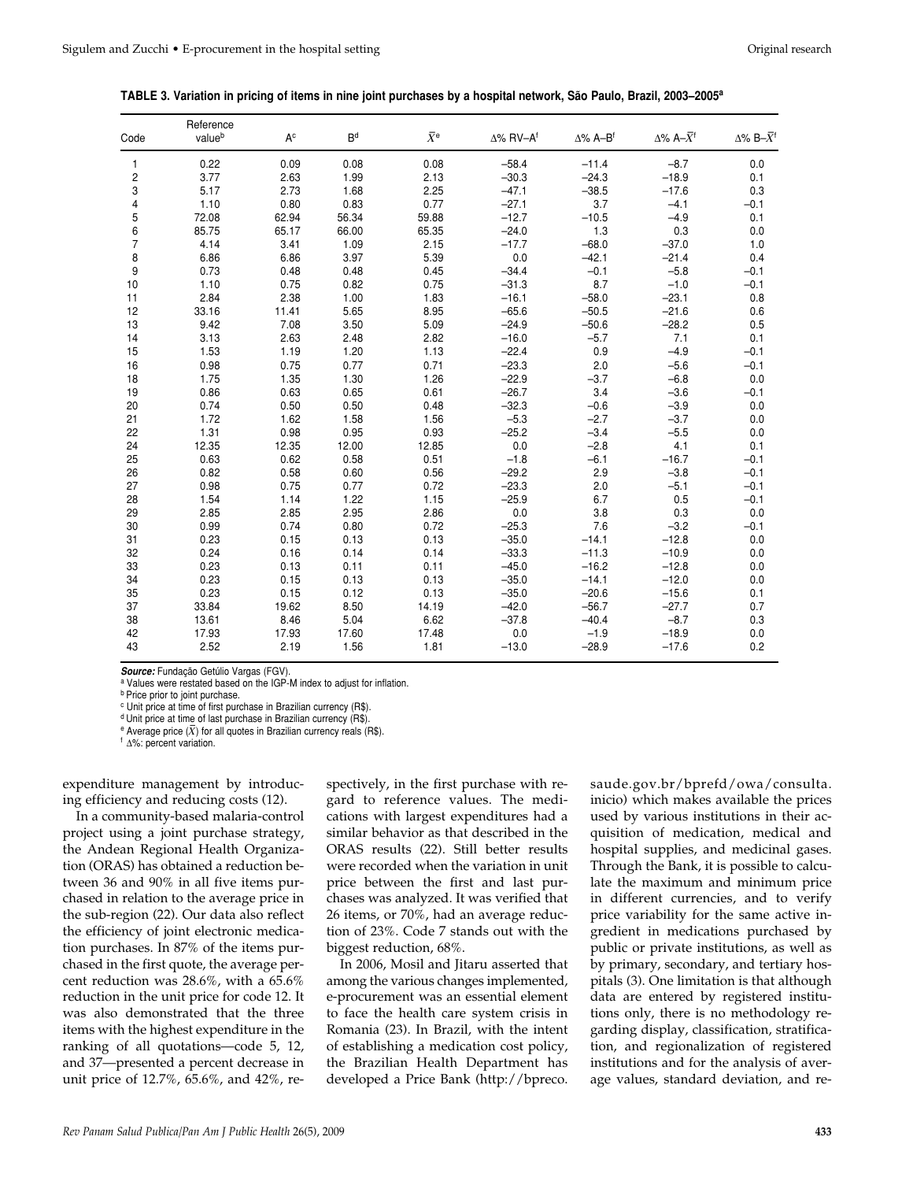**TABLE 3. Variation in pricing of items in nine joint purchases by a hospital network, São Paulo, Brazil, 2003–2005[a]**

| Code | Reference value[b] | A[c] | B[d] | $\bar{X}$[e] | Δ% RV–A[f] | Δ% A–B[f] | Δ% A–$\bar{X}$[f] | Δ% B–$\bar{X}$[f] |
|---|---|---|---|---|---|---|---|---|
| 1 | 0.22 | 0.09 | 0.08 | 0.08 | −58.4 | −11.4 | −8.7 | 0.0 |
| 2 | 3.77 | 2.63 | 1.99 | 2.13 | −30.3 | −24.3 | −18.9 | 0.1 |
| 3 | 5.17 | 2.73 | 1.68 | 2.25 | −47.1 | −38.5 | −17.6 | 0.3 |
| 4 | 1.10 | 0.80 | 0.83 | 0.77 | −27.1 | 3.7 | −4.1 | −0.1 |
| 5 | 72.08 | 62.94 | 56.34 | 59.88 | −12.7 | −10.5 | −4.9 | 0.1 |
| 6 | 85.75 | 65.17 | 66.00 | 65.35 | −24.0 | 1.3 | 0.3 | 0.0 |
| 7 | 4.14 | 3.41 | 1.09 | 2.15 | −17.7 | −68.0 | −37.0 | 1.0 |
| 8 | 6.86 | 6.86 | 3.97 | 5.39 | 0.0 | −42.1 | −21.4 | 0.4 |
| 9 | 0.73 | 0.48 | 0.48 | 0.45 | −34.4 | −0.1 | −5.8 | −0.1 |
| 10 | 1.10 | 0.75 | 0.82 | 0.75 | −31.3 | 8.7 | −1.0 | −0.1 |
| 11 | 2.84 | 2.38 | 1.00 | 1.83 | −16.1 | −58.0 | −23.1 | 0.8 |
| 12 | 33.16 | 11.41 | 5.65 | 8.95 | −65.6 | −50.5 | −21.6 | 0.6 |
| 13 | 9.42 | 7.08 | 3.50 | 5.09 | −24.9 | −50.6 | −28.2 | 0.5 |
| 14 | 3.13 | 2.63 | 2.48 | 2.82 | −16.0 | −5.7 | 7.1 | 0.1 |
| 15 | 1.53 | 1.19 | 1.20 | 1.13 | −22.4 | 0.9 | −4.9 | −0.1 |
| 16 | 0.98 | 0.75 | 0.77 | 0.71 | −23.3 | 2.0 | −5.6 | −0.1 |
| 18 | 1.75 | 1.35 | 1.30 | 1.26 | −22.9 | −3.7 | −6.8 | 0.0 |
| 19 | 0.86 | 0.63 | 0.65 | 0.61 | −26.7 | 3.4 | −3.6 | −0.1 |
| 20 | 0.74 | 0.50 | 0.50 | 0.48 | −32.3 | −0.6 | −3.9 | 0.0 |
| 21 | 1.72 | 1.62 | 1.58 | 1.56 | −5.3 | −2.7 | −3.7 | 0.0 |
| 22 | 1.31 | 0.98 | 0.95 | 0.93 | −25.2 | −3.4 | −5.5 | 0.0 |
| 24 | 12.35 | 12.35 | 12.00 | 12.85 | 0.0 | −2.8 | 4.1 | 0.1 |
| 25 | 0.63 | 0.62 | 0.58 | 0.51 | −1.8 | −6.1 | −16.7 | −0.1 |
| 26 | 0.82 | 0.58 | 0.60 | 0.56 | −29.2 | 2.9 | −3.8 | −0.1 |
| 27 | 0.98 | 0.75 | 0.77 | 0.72 | −23.3 | 2.0 | −5.1 | −0.1 |
| 28 | 1.54 | 1.14 | 1.22 | 1.15 | −25.9 | 6.7 | 0.5 | −0.1 |
| 29 | 2.85 | 2.85 | 2.95 | 2.86 | 0.0 | 3.8 | 0.3 | 0.0 |
| 30 | 0.99 | 0.74 | 0.80 | 0.72 | −25.3 | 7.6 | −3.2 | −0.1 |
| 31 | 0.23 | 0.15 | 0.13 | 0.13 | −35.0 | −14.1 | −12.8 | 0.0 |
| 32 | 0.24 | 0.16 | 0.14 | 0.14 | −33.3 | −11.3 | −10.9 | 0.0 |
| 33 | 0.23 | 0.13 | 0.11 | 0.11 | −45.0 | −16.2 | −12.8 | 0.0 |
| 34 | 0.23 | 0.15 | 0.13 | 0.13 | −35.0 | −14.1 | −12.0 | 0.0 |
| 35 | 0.23 | 0.15 | 0.12 | 0.13 | −35.0 | −20.6 | −15.6 | 0.1 |
| 37 | 33.84 | 19.62 | 8.50 | 14.19 | −42.0 | −56.7 | −27.7 | 0.7 |
| 38 | 13.61 | 8.46 | 5.04 | 6.62 | −37.8 | −40.4 | −8.7 | 0.3 |
| 42 | 17.93 | 17.93 | 17.60 | 17.48 | 0.0 | −1.9 | −18.9 | 0.0 |
| 43 | 2.52 | 2.19 | 1.56 | 1.81 | −13.0 | −28.9 | −17.6 | 0.2 |

***Source:*** Fundação Getúlio Vargas (FGV).
[a] Values were restated based on the IGP-M index to adjust for inflation.
[b] Price prior to joint purchase.
[c] Unit price at time of first purchase in Brazilian currency (R$).
[d] Unit price at time of last purchase in Brazilian currency (R$).
[e] Average price ($\bar{X}$) for all quotes in Brazilian currency reals (R$).
[f] Δ%: percent variation.

expenditure management by introducing efficiency and reducing costs (12).

In a community-based malaria-control project using a joint purchase strategy, the Andean Regional Health Organization (ORAS) has obtained a reduction between 36 and 90% in all five items purchased in relation to the average price in the sub-region (22). Our data also reflect the efficiency of joint electronic medication purchases. In 87% of the items purchased in the first quote, the average percent reduction was 28.6%, with a 65.6% reduction in the unit price for code 12. It was also demonstrated that the three items with the highest expenditure in the ranking of all quotations—code 5, 12, and 37—presented a percent decrease in unit price of 12.7%, 65.6%, and 42%, respectively, in the first purchase with regard to reference values. The medications with largest expenditures had a similar behavior as that described in the ORAS results (22). Still better results were recorded when the variation in unit price between the first and last purchases was analyzed. It was verified that 26 items, or 70%, had an average reduction of 23%. Code 7 stands out with the biggest reduction, 68%.

In 2006, Mosil and Jitaru asserted that among the various changes implemented, e-procurement was an essential element to face the health care system crisis in Romania (23). In Brazil, with the intent of establishing a medication cost policy, the Brazilian Health Department has developed a Price Bank (http://bpreco.saude.gov.br/bprefd/owa/consulta.inicio) which makes available the prices used by various institutions in their acquisition of medication, medical and hospital supplies, and medicinal gases. Through the Bank, it is possible to calculate the maximum and minimum price in different currencies, and to verify price variability for the same active ingredient in medications purchased by public or private institutions, as well as by primary, secondary, and tertiary hospitals (3). One limitation is that although data are entered by registered institutions only, there is no methodology regarding display, classification, stratification, and regionalization of registered institutions and for the analysis of average values, standard deviation, and re-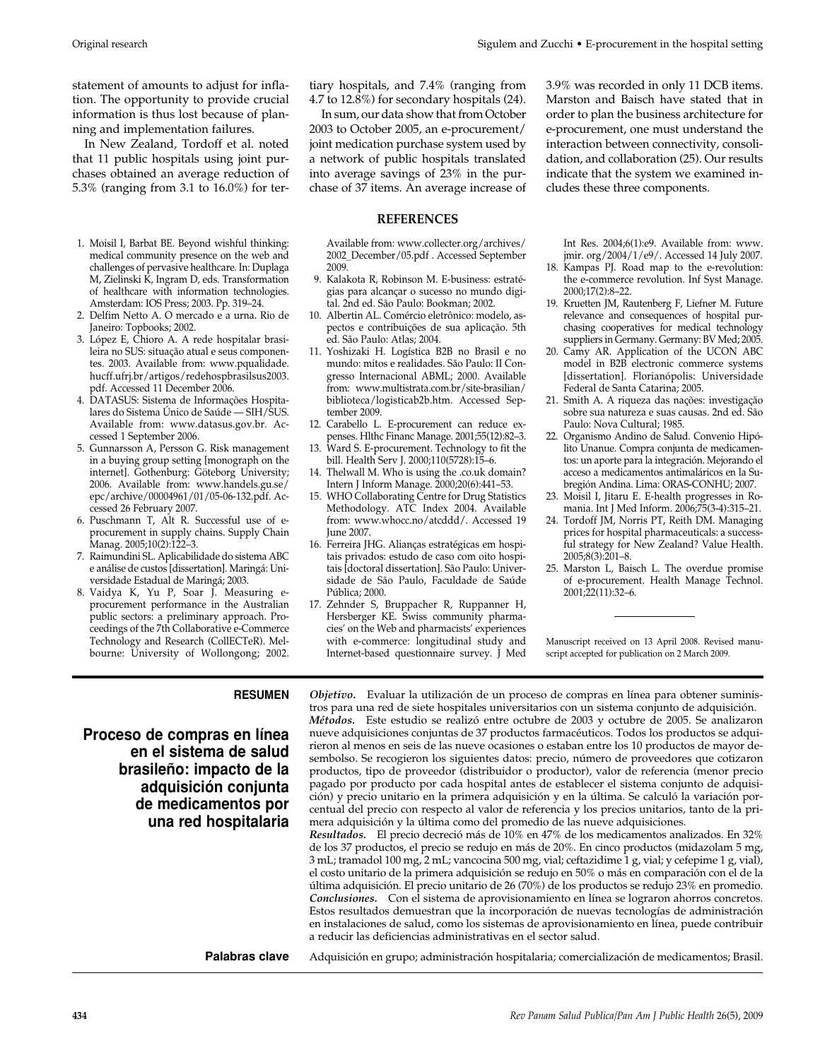statement of amounts to adjust for inflation. The opportunity to provide crucial information is thus lost because of planning and implementation failures.

In New Zealand, Tordoff et al. noted that 11 public hospitals using joint purchases obtained an average reduction of 5.3% (ranging from 3.1 to 16.0%) for tertiary hospitals, and 7.4% (ranging from 4.7 to 12.8%) for secondary hospitals (24).

In sum, our data show that from October 2003 to October 2005, an e-procurement/joint medication purchase system used by a network of public hospitals translated into average savings of 23% in the purchase of 37 items. An average increase of 3.9% was recorded in only 11 DCB items. Marston and Baisch have stated that in order to plan the business architecture for e-procurement, one must understand the interaction between connectivity, consolidation, and collaboration (25). Our results indicate that the system we examined includes these three components.

## REFERENCES

1. Moisil I, Barbat BE. Beyond wishful thinking: medical community presence on the web and challenges of pervasive healthcare. In: Duplaga M, Zielinski K, Ingram D, eds. Transformation of healthcare with information technologies. Amsterdam: IOS Press; 2003. Pp. 319–24.
2. Delfim Netto A. O mercado e a urna. Rio de Janeiro: Topbooks; 2002.
3. López E, Chioro A. A rede hospitalar brasileira no SUS: situação atual e seus componentes. 2003. Available from: www.pqualidade.hucff.ufrj.br/artigos/redehospbrasilsus2003.pdf. Accessed 11 December 2006.
4. DATASUS: Sistema de Informações Hospitalares do Sistema Único de Saúde — SIH/SUS. Available from: www.datasus.gov.br. Accessed 1 September 2006.
5. Gunnarsson A, Persson G. Risk management in a buying group setting [monograph on the internet]. Gothenburg: Göteborg University; 2006. Available from: www.handels.gu.se/epc/archive/00004961/01/05-06-132.pdf. Accessed 26 February 2007.
6. Puschmann T, Alt R. Successful use of e-procurement in supply chains. Supply Chain Manag. 2005;10(2):122–3.
7. Raimundini SL. Aplicabilidade do sistema ABC e análise de custos [dissertation]. Maringá: Universidade Estadual de Maringá; 2003.
8. Vaidya K, Yu P, Soar J. Measuring e-procurement performance in the Australian public sectors: a preliminary approach. Proceedings of the 7th Collaborative e-Commerce Technology and Research (CollECTeR). Melbourne: University of Wollongong; 2002. Available from: www.collecter.org/archives/2002_December/05.pdf . Accessed September 2009.
9. Kalakota R, Robinson M. E-business: estratégias para alcançar o sucesso no mundo digital. 2nd ed. São Paulo: Bookman; 2002.
10. Albertin AL. Comércio eletrônico: modelo, aspectos e contribuições de sua aplicação. 5th ed. São Paulo: Atlas; 2004.
11. Yoshizaki H. Logística B2B no Brasil e no mundo: mitos e realidades. São Paulo: II Congresso Internacional ABML; 2000. Available from: www.multistrata.com.br/site-brasilian/biblioteca/logisticab2b.htm. Accessed September 2009.
12. Carabello L. E-procurement can reduce expenses. Hlthc Financ Manage. 2001;55(12):82–3.
13. Ward S. E-procurement. Technology to fit the bill. Health Serv J. 2000;110(5728):15–6.
14. Thelwall M. Who is using the .co.uk domain? Intern J Inform Manage. 2000;20(6):441–53.
15. WHO Collaborating Centre for Drug Statistics Methodology. ATC Index 2004. Available from: www.whocc.no/atcddd/. Accessed 19 June 2007.
16. Ferreira JHG. Alianças estratégicas em hospitais privados: estudo de caso com oito hospitais [doctoral dissertation]. São Paulo: Universidade de São Paulo, Faculdade de Saúde Pública; 2000.
17. Zehnder S, Bruppacher R, Ruppanner H, Hersberger KE. Swiss community pharmacies' on the Web and pharmacists' experiences with e-commerce: longitudinal study and Internet-based questionnaire survey. J Med Int Res. 2004;6(1):e9. Available from: www.jmir. org/2004/1/e9/. Accessed 14 July 2007.
18. Kampas PJ. Road map to the e-revolution: the e-commerce revolution. Inf Syst Manage. 2000;17(2):8–22.
19. Kruetten JM, Rautenberg F, Liefner M. Future relevance and consequences of hospital purchasing cooperatives for medical technology suppliers in Germany. Germany: BV Med; 2005.
20. Camy AR. Application of the UCON ABC model in B2B electronic commerce systems [dissertation]. Florianópolis: Universidade Federal de Santa Catarina; 2005.
21. Smith A. A riqueza das nações: investigação sobre sua natureza e suas causas. 2nd ed. São Paulo: Nova Cultural; 1985.
22. Organismo Andino de Salud. Convenio Hipólito Unanue. Compra conjunta de medicamentos: un aporte para la integración. Mejorando el acceso a medicamentos antimaláricos en la Subregión Andina. Lima: ORAS-CONHU; 2007.
23. Moisil I, Jitaru E. E-health progresses in Romania. Int J Med Inform. 2006;75(3-4):315–21.
24. Tordoff JM, Norris PT, Reith DM. Managing prices for hospital pharmaceuticals: a successful strategy for New Zealand? Value Health. 2005;8(3):201–8.
25. Marston L, Baisch L. The overdue promise of e-procurement. Health Manage Technol. 2001;22(11):32–6.

Manuscript received on 13 April 2008. Revised manuscript accepted for publication on 2 March 2009.

---

**RESUMEN**

## Proceso de compras en línea en el sistema de salud brasileño: impacto de la adquisición conjunta de medicamentos por una red hospitalaria

***Objetivo.*** Evaluar la utilización de un proceso de compras en línea para obtener suministros para una red de siete hospitales universitarios con un sistema conjunto de adquisición.

***Métodos.*** Este estudio se realizó entre octubre de 2003 y octubre de 2005. Se analizaron nueve adquisiciones conjuntas de 37 productos farmacéuticos. Todos los productos se adquirieron al menos en seis de las nueve ocasiones o estaban entre los 10 productos de mayor desembolso. Se recogieron los siguientes datos: precio, número de proveedores que cotizaron productos, tipo de proveedor (distribuidor o productor), valor de referencia (menor precio pagado por producto por cada hospital antes de establecer el sistema conjunto de adquisición) y precio unitario en la primera adquisición y en la última. Se calculó la variación porcentual del precio con respecto al valor de referencia y los precios unitarios, tanto de la primera adquisición y la última como del promedio de las nueve adquisiciones.

***Resultados.*** El precio decreció más de 10% en 47% de los medicamentos analizados. En 32% de los 37 productos, el precio se redujo en más de 20%. En cinco productos (midazolam 5 mg, 3 mL; tramadol 100 mg, 2 mL; vancocina 500 mg, vial; ceftazidime 1 g, vial; y cefepime 1 g, vial), el costo unitario de la primera adquisición se redujo en 50% o más en comparación con el de la última adquisición. El precio unitario de 26 (70%) de los productos se redujo 23% en promedio.

***Conclusiones.*** Con el sistema de aprovisionamiento en línea se lograron ahorros concretos. Estos resultados demuestran que la incorporación de nuevas tecnologías de administración en instalaciones de salud, como los sistemas de aprovisionamiento en línea, puede contribuir a reducir las deficiencias administrativas en el sector salud.

**Palabras clave** Adquisición en grupo; administración hospitalaria; comercialización de medicamentos; Brasil.